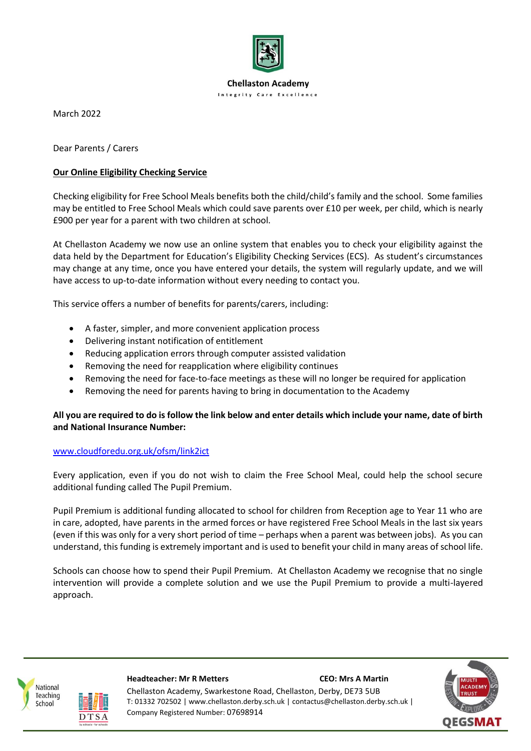**Chellaston Academy**

Integrity Care Excellence

March 2022

Dear Parents / Carers

**Our Online Eligibility Checking Service**

Checking eligibility for Free School Meals benefits both the child/child's family and the school. Some families may be entitled to Free School Meals which could save parents over £10 per week, per child, which is nearly £900 per year for a parent with two children at school.

At Chellaston Academy we now use an online system that enables you to check your eligibility against the data held by the Department for Education's Eligibility Checking Services (ECS). As student's circumstances may change at any time, once you have entered your details, the system will regularly update, and we will have access to up-to-date information without every needing to contact you.

This service offers a number of benefits for parents/carers, including:

- A faster, simpler, and more convenient application process
- Delivering instant notification of entitlement
- Reducing application errors through computer assisted validation
- Removing the need for reapplication where eligibility continues
- Removing the need for face-to-face meetings as these will no longer be required for application
- Removing the need for parents having to bring in documentation to the Academy

**All you are required to do is follow the link below and enter details which include your name, date of birth and National Insurance Number:**

www.cloudforedu.org.uk/ofsm/link2ict

Every application, even if you do not wish to claim the Free School Meal, could help the school secure additional funding called The Pupil Premium.

Pupil Premium is additional funding allocated to school for children from Reception age to Year 11 who are in care, adopted, have parents in the armed forces or have registered Free School Meals in the last six years (even if this was only for a very short period of time – perhaps when a parent was between jobs). As you can understand, this funding is extremely important and is used to benefit your child in many areas of school life.

Schools can choose how to spend their Pupil Premium. At Chellaston Academy we recognise that no single intervention will provide a complete solution and we use the Pupil Premium to provide a multi-layered approach.

**Headteacher: Mr R Metters** **CEO: Mrs A Martin**

Chellaston Academy, Swarkestone Road, Chellaston, Derby, DE73 5UB

T: 01332 702502 | www.chellaston.derby.sch.uk | contactus@chellaston.derby.sch.uk |

Company Registered Number: 07698914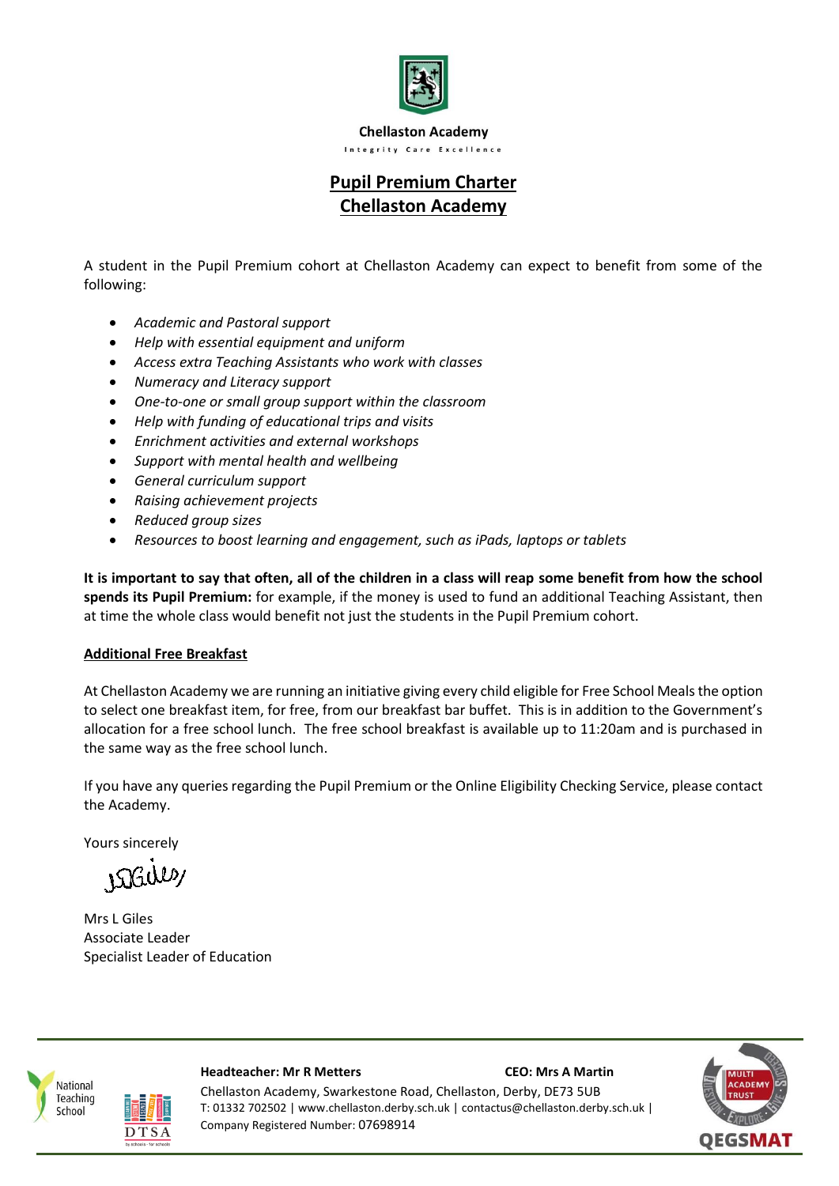**Chellaston Academy**

Integrity Care Excellence

# Pupil Premium Charter
# Chellaston Academy

A student in the Pupil Premium cohort at Chellaston Academy can expect to benefit from some of the following:

- *Academic and Pastoral support*
- *Help with essential equipment and uniform*
- *Access extra Teaching Assistants who work with classes*
- *Numeracy and Literacy support*
- *One-to-one or small group support within the classroom*
- *Help with funding of educational trips and visits*
- *Enrichment activities and external workshops*
- *Support with mental health and wellbeing*
- *General curriculum support*
- *Raising achievement projects*
- *Reduced group sizes*
- *Resources to boost learning and engagement, such as iPads, laptops or tablets*

**It is important to say that often, all of the children in a class will reap some benefit from how the school spends its Pupil Premium:** for example, if the money is used to fund an additional Teaching Assistant, then at time the whole class would benefit not just the students in the Pupil Premium cohort.

## Additional Free Breakfast

At Chellaston Academy we are running an initiative giving every child eligible for Free School Meals the option to select one breakfast item, for free, from our breakfast bar buffet. This is in addition to the Government's allocation for a free school lunch. The free school breakfast is available up to 11:20am and is purchased in the same way as the free school lunch.

If you have any queries regarding the Pupil Premium or the Online Eligibility Checking Service, please contact the Academy.

Yours sincerely

Mrs L Giles
Associate Leader
Specialist Leader of Education

**Headteacher: Mr R Metters** **CEO: Mrs A Martin**
Chellaston Academy, Swarkestone Road, Chellaston, Derby, DE73 5UB
T: 01332 702502 | www.chellaston.derby.sch.uk | contactus@chellaston.derby.sch.uk |
Company Registered Number: 07698914